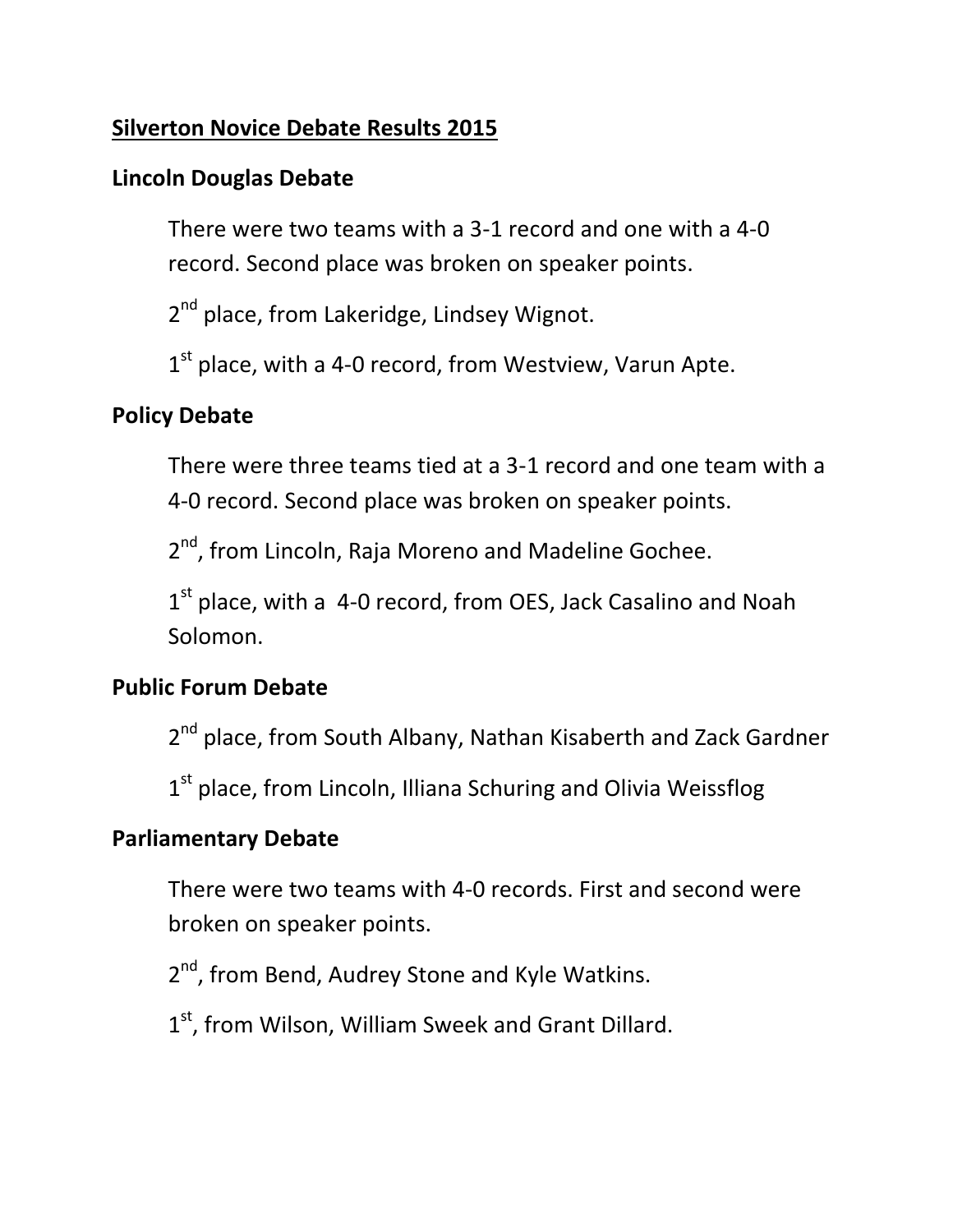# Silverton Novice Debate Results 2015

## Lincoln Douglas Debate

There were two teams with a 3-1 record and one with a 4-0 record. Second place was broken on speaker points.

2nd place, from Lakeridge, Lindsey Wignot.

1st place, with a 4-0 record, from Westview, Varun Apte.

## Policy Debate

There were three teams tied at a 3-1 record and one team with a 4-0 record. Second place was broken on speaker points.

2nd, from Lincoln, Raja Moreno and Madeline Gochee.

1st place, with a 4-0 record, from OES, Jack Casalino and Noah Solomon.

## Public Forum Debate

2nd place, from South Albany, Nathan Kisaberth and Zack Gardner

1st place, from Lincoln, Illiana Schuring and Olivia Weissflog

## Parliamentary Debate

There were two teams with 4-0 records. First and second were broken on speaker points.

2nd, from Bend, Audrey Stone and Kyle Watkins.

1st, from Wilson, William Sweek and Grant Dillard.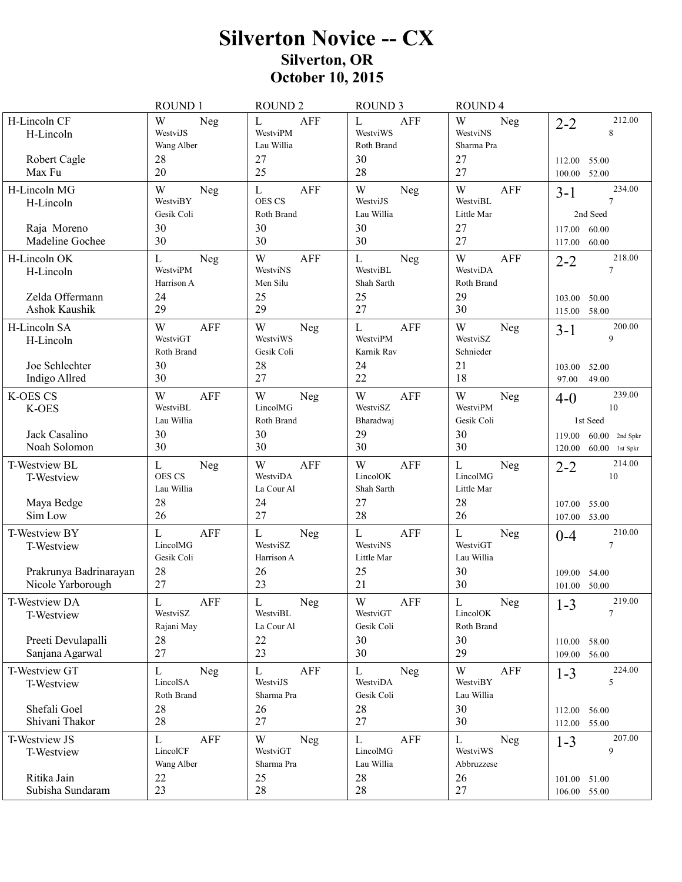# Silverton Novice -- CX

## Silverton, OR

## October 10, 2015

| Team | ROUND 1 | ROUND 2 | ROUND 3 | ROUND 4 | Record |
|---|---|---|---|---|---|
| H-Lincoln CF<br>H-Lincoln<br><br>Robert Cagle<br>Max Fu | W Neg<br>WestviJS<br>Wang Alber<br>28<br>20 | L AFF<br>WestviPM<br>Lau Willia<br>27<br>25 | L AFF<br>WestviWS<br>Roth Brand<br>30<br>28 | W Neg<br>WestviNS<br>Sharma Pra<br>27<br>27 | 2-2 212.00<br>8<br><br>112.00 55.00<br>100.00 52.00 |
| H-Lincoln MG<br>H-Lincoln<br><br>Raja Moreno<br>Madeline Gochee | W Neg<br>WestviBY<br>Gesik Coli<br>30<br>30 | L AFF<br>OES CS<br>Roth Brand<br>30<br>30 | W Neg<br>WestviJS<br>Lau Willia<br>30<br>30 | W AFF<br>WestviBL<br>Little Mar<br>27<br>27 | 3-1 234.00<br>7<br>2nd Seed<br>117.00 60.00<br>117.00 60.00 |
| H-Lincoln OK<br>H-Lincoln<br><br>Zelda Offermann<br>Ashok Kaushik | L Neg<br>WestviPM<br>Harrison A<br>24<br>29 | W AFF<br>WestviNS<br>Men Silu<br>25<br>29 | L Neg<br>WestviBL<br>Shah Sarth<br>25<br>27 | W AFF<br>WestviDA<br>Roth Brand<br>29<br>30 | 2-2 218.00<br>7<br><br>103.00 50.00<br>115.00 58.00 |
| H-Lincoln SA<br>H-Lincoln<br><br>Joe Schlechter<br>Indigo Allred | W AFF<br>WestviGT<br>Roth Brand<br>30<br>30 | W Neg<br>WestviWS<br>Gesik Coli<br>28<br>27 | L AFF<br>WestviPM<br>Karnik Rav<br>24<br>22 | W Neg<br>WestviSZ<br>Schnieder<br>21<br>18 | 3-1 200.00<br>9<br><br>103.00 52.00<br>97.00 49.00 |
| K-OES CS<br>K-OES<br><br>Jack Casalino<br>Noah Solomon | W AFF<br>WestviBL<br>Lau Willia<br>30<br>30 | W Neg<br>LincolMG<br>Roth Brand<br>30<br>30 | W AFF<br>WestviSZ<br>Bharadwaj<br>29<br>30 | W Neg<br>WestviPM<br>Gesik Coli<br>30<br>30 | 4-0 239.00<br>10<br>1st Seed<br>119.00 60.00 2nd Spkr<br>120.00 60.00 1st Spkr |
| T-Westview BL<br>T-Westview<br><br>Maya Bedge<br>Sim Low | L Neg<br>OES CS<br>Lau Willia<br>28<br>26 | W AFF<br>WestviDA<br>La Cour Al<br>24<br>27 | W AFF<br>LincolOK<br>Shah Sarth<br>27<br>28 | L Neg<br>LincolMG<br>Little Mar<br>28<br>26 | 2-2 214.00<br>10<br><br>107.00 55.00<br>107.00 53.00 |
| T-Westview BY<br>T-Westview<br><br>Prakrunya Badrinarayan<br>Nicole Yarborough | L AFF<br>LincolMG<br>Gesik Coli<br>28<br>27 | L Neg<br>WestviSZ<br>Harrison A<br>26<br>23 | L AFF<br>WestviNS<br>Little Mar<br>25<br>21 | L Neg<br>WestviGT<br>Lau Willia<br>30<br>30 | 0-4 210.00<br>7<br><br>109.00 54.00<br>101.00 50.00 |
| T-Westview DA<br>T-Westview<br><br>Preeti Devulapalli<br>Sanjana Agarwal | L AFF<br>WestviSZ<br>Rajani May<br>28<br>27 | L Neg<br>WestviBL<br>La Cour Al<br>22<br>23 | W AFF<br>WestviGT<br>Gesik Coli<br>30<br>30 | L Neg<br>LincolOK<br>Roth Brand<br>30<br>29 | 1-3 219.00<br>7<br><br>110.00 58.00<br>109.00 56.00 |
| T-Westview GT<br>T-Westview<br><br>Shefali Goel<br>Shivani Thakor | L Neg<br>LincolSA<br>Roth Brand<br>28<br>28 | L AFF<br>WestviJS<br>Sharma Pra<br>26<br>27 | L Neg<br>WestviDA<br>Gesik Coli<br>28<br>27 | W AFF<br>WestviBY<br>Lau Willia<br>30<br>30 | 1-3 224.00<br>5<br><br>112.00 56.00<br>112.00 55.00 |
| T-Westview JS<br>T-Westview<br><br>Ritika Jain<br>Subisha Sundaram | L AFF<br>LincolCF<br>Wang Alber<br>22<br>23 | W Neg<br>WestviGT<br>Sharma Pra<br>25<br>28 | L AFF<br>LincolMG<br>Lau Willia<br>28<br>28 | L Neg<br>WestviWS<br>Abbruzzese<br>26<br>27 | 1-3 207.00<br>9<br><br>101.00 51.00<br>106.00 55.00 |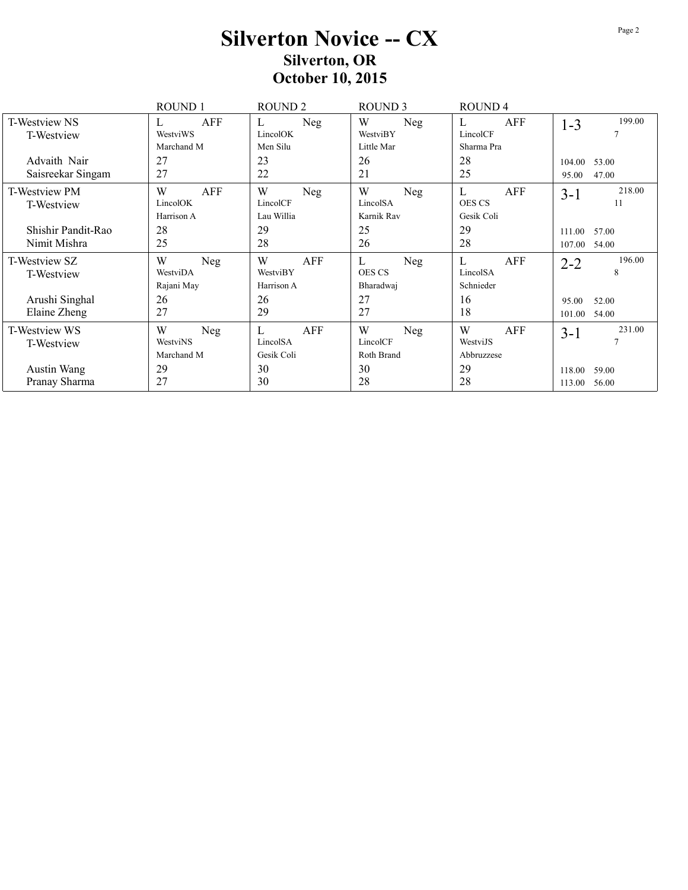# Silverton Novice -- CX

## Silverton, OR

## October 10, 2015

| | ROUND 1 | ROUND 2 | ROUND 3 | ROUND 4 | |
|---|---|---|---|---|---|
| T-Westview NS<br>T-Westview | L AFF<br>WestviWS<br>Marchand M | L Neg<br>LincolOK<br>Men Silu | W Neg<br>WestviBY<br>Little Mar | L AFF<br>LincolCF<br>Sharma Pra | 1-3 199.00<br>7 |
| Advaith Nair | 27 | 23 | 26 | 28 | 104.00 53.00 |
| Saisreekar Singam | 27 | 22 | 21 | 25 | 95.00 47.00 |
| T-Westview PM<br>T-Westview | W AFF<br>LincolOK<br>Harrison A | W Neg<br>LincolCF<br>Lau Willia | W Neg<br>LincolSA<br>Karnik Rav | L AFF<br>OES CS<br>Gesik Coli | 3-1 218.00<br>11 |
| Shishir Pandit-Rao | 28 | 29 | 25 | 29 | 111.00 57.00 |
| Nimit Mishra | 25 | 28 | 26 | 28 | 107.00 54.00 |
| T-Westview SZ<br>T-Westview | W Neg<br>WestviDA<br>Rajani May | W AFF<br>WestviBY<br>Harrison A | L Neg<br>OES CS<br>Bharadwaj | L AFF<br>LincolSA<br>Schnieder | 2-2 196.00<br>8 |
| Arushi Singhal | 26 | 26 | 27 | 16 | 95.00 52.00 |
| Elaine Zheng | 27 | 29 | 27 | 18 | 101.00 54.00 |
| T-Westview WS<br>T-Westview | W Neg<br>WestviNS<br>Marchand M | L AFF<br>LincolSA<br>Gesik Coli | W Neg<br>LincolCF<br>Roth Brand | W AFF<br>WestviJS<br>Abbruzzese | 3-1 231.00<br>7 |
| Austin Wang | 29 | 30 | 30 | 29 | 118.00 59.00 |
| Pranay Sharma | 27 | 30 | 28 | 28 | 113.00 56.00 |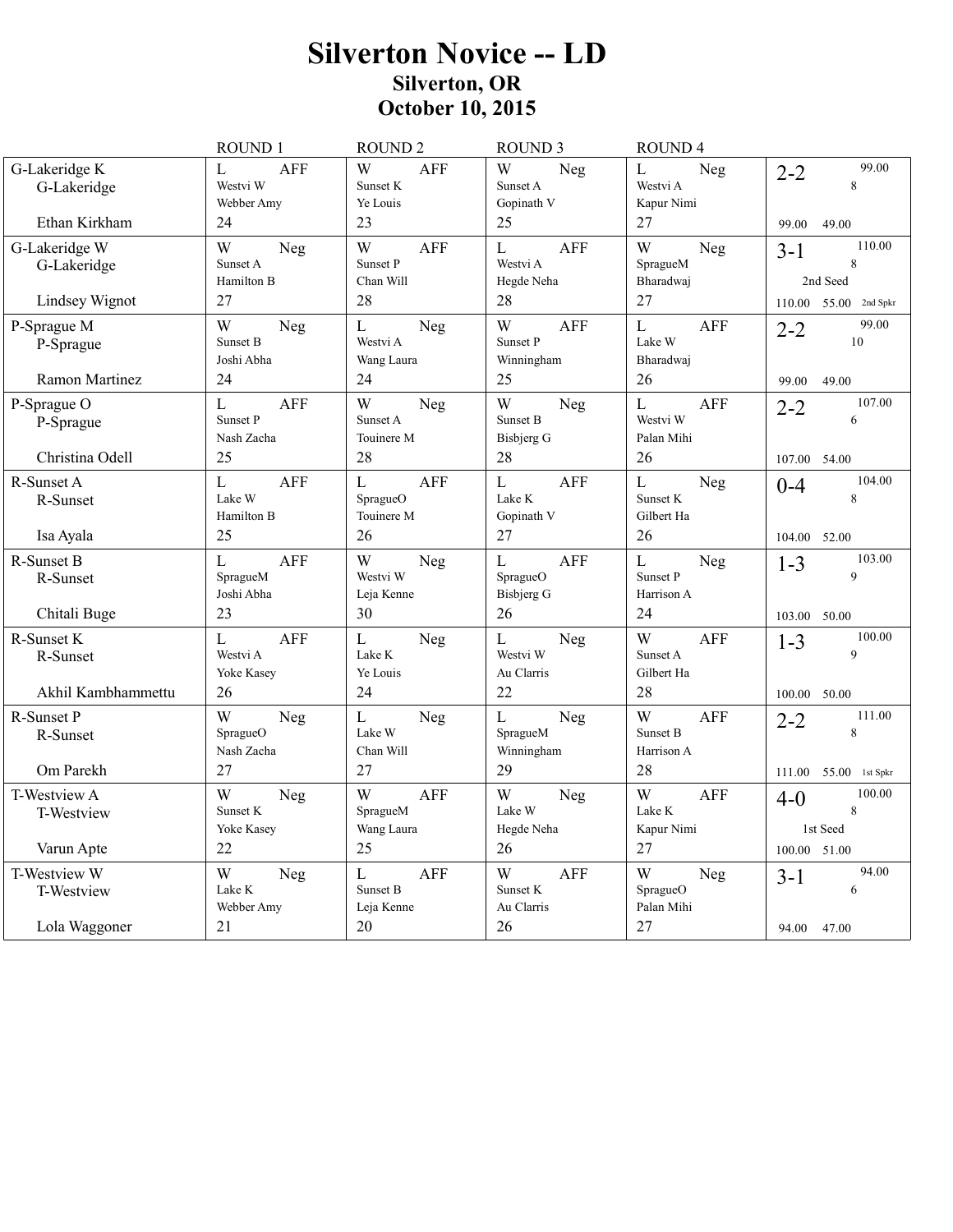# Silverton Novice -- LD

## Silverton, OR

## October 10, 2015

| | ROUND 1 | ROUND 2 | ROUND 3 | ROUND 4 | |
|---|---|---|---|---|---|
| G-Lakeridge K<br>G-Lakeridge<br><br>Ethan Kirkham | L AFF<br>Westvi W<br>Webber Amy<br>24 | W AFF<br>Sunset K<br>Ye Louis<br>23 | W Neg<br>Sunset A<br>Gopinath V<br>25 | L Neg<br>Westvi A<br>Kapur Nimi<br>27 | 2-2 99.00<br>8<br><br>99.00 49.00 |
| G-Lakeridge W<br>G-Lakeridge<br><br>Lindsey Wignot | W Neg<br>Sunset A<br>Hamilton B<br>27 | W AFF<br>Sunset P<br>Chan Will<br>28 | L AFF<br>Westvi A<br>Hegde Neha<br>28 | W Neg<br>SpragueM<br>Bharadwaj<br>27 | 3-1 110.00<br>8<br>2nd Seed<br>110.00 55.00 2nd Spkr |
| P-Sprague M<br>P-Sprague<br><br>Ramon Martinez | W Neg<br>Sunset B<br>Joshi Abha<br>24 | L Neg<br>Westvi A<br>Wang Laura<br>24 | W AFF<br>Sunset P<br>Winningham<br>25 | L AFF<br>Lake W<br>Bharadwaj<br>26 | 2-2 99.00<br>10<br><br>99.00 49.00 |
| P-Sprague O<br>P-Sprague<br><br>Christina Odell | L AFF<br>Sunset P<br>Nash Zacha<br>25 | W Neg<br>Sunset A<br>Touinere M<br>28 | W Neg<br>Sunset B<br>Bisbjerg G<br>28 | L AFF<br>Westvi W<br>Palan Mihi<br>26 | 2-2 107.00<br>6<br><br>107.00 54.00 |
| R-Sunset A<br>R-Sunset<br><br>Isa Ayala | L AFF<br>Lake W<br>Hamilton B<br>25 | L AFF<br>SpragueO<br>Touinere M<br>26 | L AFF<br>Lake K<br>Gopinath V<br>27 | L Neg<br>Sunset K<br>Gilbert Ha<br>26 | 0-4 104.00<br>8<br><br>104.00 52.00 |
| R-Sunset B<br>R-Sunset<br><br>Chitali Buge | L AFF<br>SpragueM<br>Joshi Abha<br>23 | W Neg<br>Westvi W<br>Leja Kenne<br>30 | L AFF<br>SpragueO<br>Bisbjerg G<br>26 | L Neg<br>Sunset P<br>Harrison A<br>24 | 1-3 103.00<br>9<br><br>103.00 50.00 |
| R-Sunset K<br>R-Sunset<br><br>Akhil Kambhammettu | L AFF<br>Westvi A<br>Yoke Kasey<br>26 | L Neg<br>Lake K<br>Ye Louis<br>24 | L Neg<br>Westvi W<br>Au Clarris<br>22 | W AFF<br>Sunset A<br>Gilbert Ha<br>28 | 1-3 100.00<br>9<br><br>100.00 50.00 |
| R-Sunset P<br>R-Sunset<br><br>Om Parekh | W Neg<br>SpragueO<br>Nash Zacha<br>27 | L Neg<br>Lake W<br>Chan Will<br>27 | L Neg<br>SpragueM<br>Winningham<br>29 | W AFF<br>Sunset B<br>Harrison A<br>28 | 2-2 111.00<br>8<br><br>111.00 55.00 1st Spkr |
| T-Westview A<br>T-Westview<br><br>Varun Apte | W Neg<br>Sunset K<br>Yoke Kasey<br>22 | W AFF<br>SpragueM<br>Wang Laura<br>25 | W Neg<br>Lake W<br>Hegde Neha<br>26 | W AFF<br>Lake K<br>Kapur Nimi<br>27 | 4-0 100.00<br>8<br>1st Seed<br>100.00 51.00 |
| T-Westview W<br>T-Westview<br><br>Lola Waggoner | W Neg<br>Lake K<br>Webber Amy<br>21 | L AFF<br>Sunset B<br>Leja Kenne<br>20 | W AFF<br>Sunset K<br>Au Clarris<br>26 | W Neg<br>SpragueO<br>Palan Mihi<br>27 | 3-1 94.00<br>6<br><br>94.00 47.00 |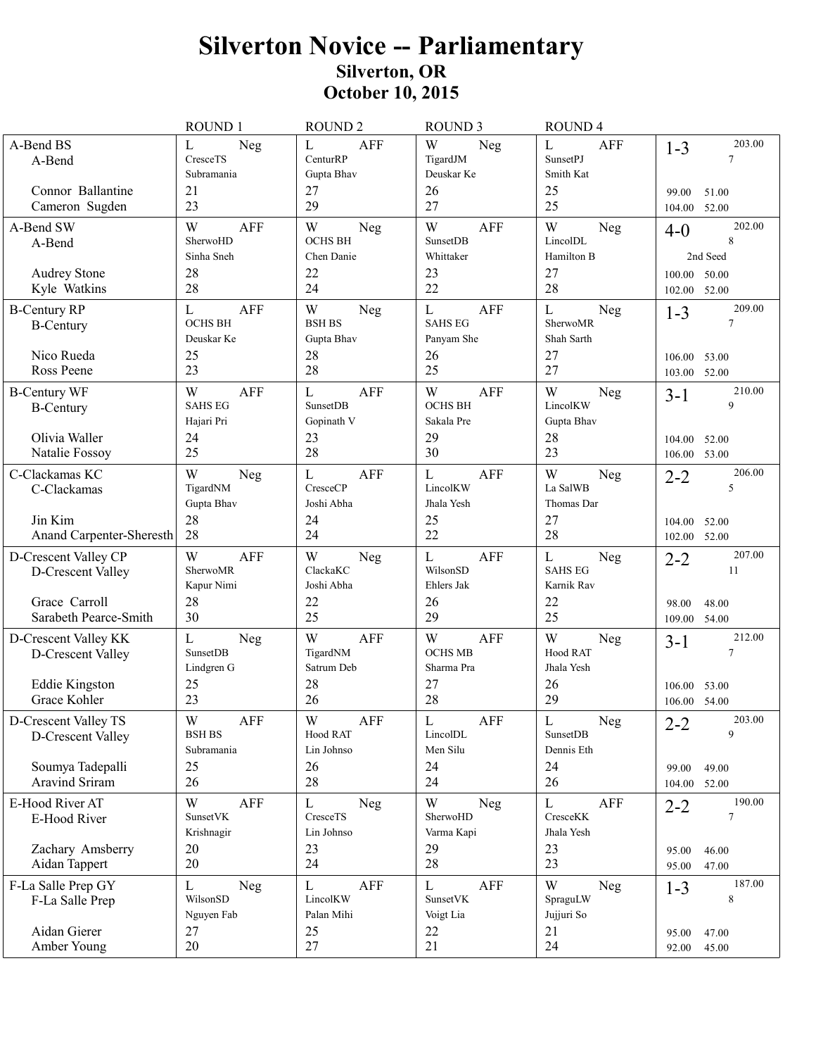# Silverton Novice -- Parliamentary

## Silverton, OR

## October 10, 2015

| Team | ROUND 1 | ROUND 2 | ROUND 3 | ROUND 4 | Summary |
|---|---|---|---|---|---|
| A-Bend BS<br>A-Bend<br><br>Connor Ballantine<br>Cameron Sugden | L Neg<br>CresceTS<br>Subramania<br>21<br>23 | L AFF<br>CenturRP<br>Gupta Bhav<br>27<br>29 | W Neg<br>TigardJM<br>Deuskar Ke<br>26<br>27 | L AFF<br>SunsetPJ<br>Smith Kat<br>25<br>25 | 1-3 203.00<br>7<br><br>99.00 51.00<br>104.00 52.00 |
| A-Bend SW<br>A-Bend<br><br>Audrey Stone<br>Kyle Watkins | W AFF<br>SherwoHD<br>Sinha Sneh<br>28<br>28 | W Neg<br>OCHS BH<br>Chen Danie<br>22<br>24 | W AFF<br>SunsetDB<br>Whittaker<br>23<br>22 | W Neg<br>LincolDL<br>Hamilton B<br>27<br>28 | 4-0 202.00<br>8<br>2nd Seed<br>100.00 50.00<br>102.00 52.00 |
| B-Century RP<br>B-Century<br><br>Nico Rueda<br>Ross Peene | L AFF<br>OCHS BH<br>Deuskar Ke<br>25<br>23 | W Neg<br>BSH BS<br>Gupta Bhav<br>28<br>28 | L AFF<br>SAHS EG<br>Panyam She<br>26<br>25 | L Neg<br>SherwoMR<br>Shah Sarth<br>27<br>27 | 1-3 209.00<br>7<br><br>106.00 53.00<br>103.00 52.00 |
| B-Century WF<br>B-Century<br><br>Olivia Waller<br>Natalie Fossoy | W AFF<br>SAHS EG<br>Hajari Pri<br>24<br>25 | L AFF<br>SunsetDB<br>Gopinath V<br>23<br>28 | W AFF<br>OCHS BH<br>Sakala Pre<br>29<br>30 | W Neg<br>LincolKW<br>Gupta Bhav<br>28<br>23 | 3-1 210.00<br>9<br><br>104.00 52.00<br>106.00 53.00 |
| C-Clackamas KC<br>C-Clackamas<br><br>Jin Kim<br>Anand Carpenter-Sheresth | W Neg<br>TigardNM<br>Gupta Bhav<br>28<br>28 | L AFF<br>CresceCP<br>Joshi Abha<br>24<br>24 | L AFF<br>LincolKW<br>Jhala Yesh<br>25<br>22 | W Neg<br>La SalWB<br>Thomas Dar<br>27<br>28 | 2-2 206.00<br>5<br><br>104.00 52.00<br>102.00 52.00 |
| D-Crescent Valley CP<br>D-Crescent Valley<br><br>Grace Carroll<br>Sarabeth Pearce-Smith | W AFF<br>SherwoMR<br>Kapur Nimi<br>28<br>30 | W Neg<br>ClackaKC<br>Joshi Abha<br>22<br>25 | L AFF<br>WilsonSD<br>Ehlers Jak<br>26<br>29 | L Neg<br>SAHS EG<br>Karnik Rav<br>22<br>25 | 2-2 207.00<br>11<br><br>98.00 48.00<br>109.00 54.00 |
| D-Crescent Valley KK<br>D-Crescent Valley<br><br>Eddie Kingston<br>Grace Kohler | L Neg<br>SunsetDB<br>Lindgren G<br>25<br>23 | W AFF<br>TigardNM<br>Satrum Deb<br>28<br>26 | W AFF<br>OCHS MB<br>Sharma Pra<br>27<br>28 | W Neg<br>Hood RAT<br>Jhala Yesh<br>26<br>29 | 3-1 212.00<br>7<br><br>106.00 53.00<br>106.00 54.00 |
| D-Crescent Valley TS<br>D-Crescent Valley<br><br>Soumya Tadepalli<br>Aravind Sriram | W AFF<br>BSH BS<br>Subramania<br>25<br>26 | W AFF<br>Hood RAT<br>Lin Johnso<br>26<br>28 | L AFF<br>LincolDL<br>Men Silu<br>24<br>24 | L Neg<br>SunsetDB<br>Dennis Eth<br>24<br>26 | 2-2 203.00<br>9<br><br>99.00 49.00<br>104.00 52.00 |
| E-Hood River AT<br>E-Hood River<br><br>Zachary Amsberry<br>Aidan Tappert | W AFF<br>SunsetVK<br>Krishnagir<br>20<br>20 | L Neg<br>CresceTS<br>Lin Johnso<br>23<br>24 | W Neg<br>SherwoHD<br>Varma Kapi<br>29<br>28 | L AFF<br>CresceKK<br>Jhala Yesh<br>23<br>23 | 2-2 190.00<br>7<br><br>95.00 46.00<br>95.00 47.00 |
| F-La Salle Prep GY<br>F-La Salle Prep<br><br>Aidan Gierer<br>Amber Young | L Neg<br>WilsonSD<br>Nguyen Fab<br>27<br>20 | L AFF<br>LincolKW<br>Palan Mihi<br>25<br>27 | L AFF<br>SunsetVK<br>Voigt Lia<br>22<br>21 | W Neg<br>SpraguLW<br>Jujjuri So<br>21<br>24 | 1-3 187.00<br>8<br><br>95.00 47.00<br>92.00 45.00 |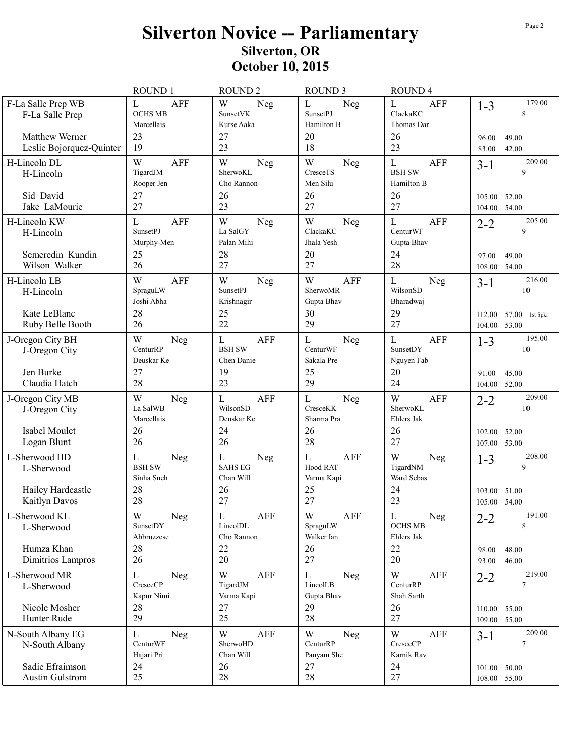# Silverton Novice -- Parliamentary

## Silverton, OR

## October 10, 2015

| Team | ROUND 1 | ROUND 2 | ROUND 3 | ROUND 4 | Record |
|---|---|---|---|---|---|
| F-La Salle Prep WB<br>F-La Salle Prep<br><br>Matthew Werner<br>Leslie Bojorquez-Quinter | L AFF<br>OCHS MB<br>Marcellais<br>23<br>19 | W Neg<br>SunsetVK<br>Kurse Aaka<br>27<br>23 | L Neg<br>SunsetPJ<br>Hamilton B<br>20<br>18 | L AFF<br>ClackaKC<br>Thomas Dar<br>26<br>23 | 1-3 179.00<br>8<br><br>96.00 49.00<br>83.00 42.00 |
| H-Lincoln DL<br>H-Lincoln<br><br>Sid David<br>Jake LaMourie | W AFF<br>TigardJM<br>Rooper Jen<br>27<br>27 | W Neg<br>SherwoKL<br>Cho Rannon<br>26<br>23 | W Neg<br>CresceTS<br>Men Silu<br>26<br>27 | L AFF<br>BSH SW<br>Hamilton B<br>26<br>27 | 3-1 209.00<br>9<br><br>105.00 52.00<br>104.00 54.00 |
| H-Lincoln KW<br>H-Lincoln<br><br>Semeredin Kundin<br>Wilson Walker | L AFF<br>SunsetPJ<br>Murphy-Men<br>25<br>26 | W Neg<br>La SalGY<br>Palan Mihi<br>28<br>27 | W Neg<br>ClackaKC<br>Jhala Yesh<br>20<br>27 | L AFF<br>CenturWF<br>Gupta Bhav<br>24<br>28 | 2-2 205.00<br>9<br><br>97.00 49.00<br>108.00 54.00 |
| H-Lincoln LB<br>H-Lincoln<br><br>Kate LeBlanc<br>Ruby Belle Booth | W AFF<br>SpraguLW<br>Joshi Abha<br>28<br>26 | W Neg<br>SunsetPJ<br>Krishnagir<br>25<br>22 | W AFF<br>SherwoMR<br>Gupta Bhav<br>30<br>29 | L Neg<br>WilsonSD<br>Bharadwaj<br>29<br>27 | 3-1 216.00<br>10<br><br>112.00 57.00 1st Spkr<br>104.00 53.00 |
| J-Oregon City BH<br>J-Oregon City<br><br>Jen Burke<br>Claudia Hatch | W Neg<br>CenturRP<br>Deuskar Ke<br>27<br>28 | L AFF<br>BSH SW<br>Chen Danie<br>19<br>23 | L Neg<br>CenturWF<br>Sakala Pre<br>25<br>29 | L AFF<br>SunsetDY<br>Nguyen Fab<br>20<br>24 | 1-3 195.00<br>10<br><br>91.00 45.00<br>104.00 52.00 |
| J-Oregon City MB<br>J-Oregon City<br><br>Isabel Moulet<br>Logan Blunt | W Neg<br>La SalWB<br>Marcellais<br>26<br>26 | L AFF<br>WilsonSD<br>Deuskar Ke<br>24<br>26 | L Neg<br>CresceKK<br>Sharma Pra<br>26<br>28 | W AFF<br>SherwoKL<br>Ehlers Jak<br>26<br>27 | 2-2 209.00<br>10<br><br>102.00 52.00<br>107.00 53.00 |
| L-Sherwood HD<br>L-Sherwood<br><br>Hailey Hardcastle<br>Kaitlyn Davos | L Neg<br>BSH SW<br>Sinha Sneh<br>28<br>28 | L Neg<br>SAHS EG<br>Chan Will<br>26<br>27 | L AFF<br>Hood RAT<br>Varma Kapi<br>25<br>27 | W Neg<br>TigardNM<br>Ward Sebas<br>24<br>23 | 1-3 208.00<br>9<br><br>103.00 51.00<br>105.00 54.00 |
| L-Sherwood KL<br>L-Sherwood<br><br>Humza Khan<br>Dimitrios Lampros | W Neg<br>SunsetDY<br>Abbruzzese<br>28<br>26 | L AFF<br>LincolDL<br>Cho Rannon<br>22<br>20 | W AFF<br>SpraguLW<br>Walker Ian<br>26<br>27 | L Neg<br>OCHS MB<br>Ehlers Jak<br>22<br>20 | 2-2 191.00<br>8<br><br>98.00 48.00<br>93.00 46.00 |
| L-Sherwood MR<br>L-Sherwood<br><br>Nicole Mosher<br>Hunter Rude | L Neg<br>CresceCP<br>Kapur Nimi<br>28<br>29 | W AFF<br>TigardJM<br>Varma Kapi<br>27<br>25 | L Neg<br>LincolLB<br>Gupta Bhav<br>29<br>28 | W AFF<br>CenturRP<br>Shah Sarth<br>26<br>27 | 2-2 219.00<br>7<br><br>110.00 55.00<br>109.00 55.00 |
| N-South Albany EG<br>N-South Albany<br><br>Sadie Efraimson<br>Austin Gulstrom | L Neg<br>CenturWF<br>Hajari Pri<br>24<br>25 | W AFF<br>SherwoHD<br>Chan Will<br>26<br>28 | W Neg<br>CenturRP<br>Panyam She<br>27<br>28 | W AFF<br>CresceCP<br>Karnik Rav<br>24<br>27 | 3-1 209.00<br>7<br><br>101.00 50.00<br>108.00 55.00 |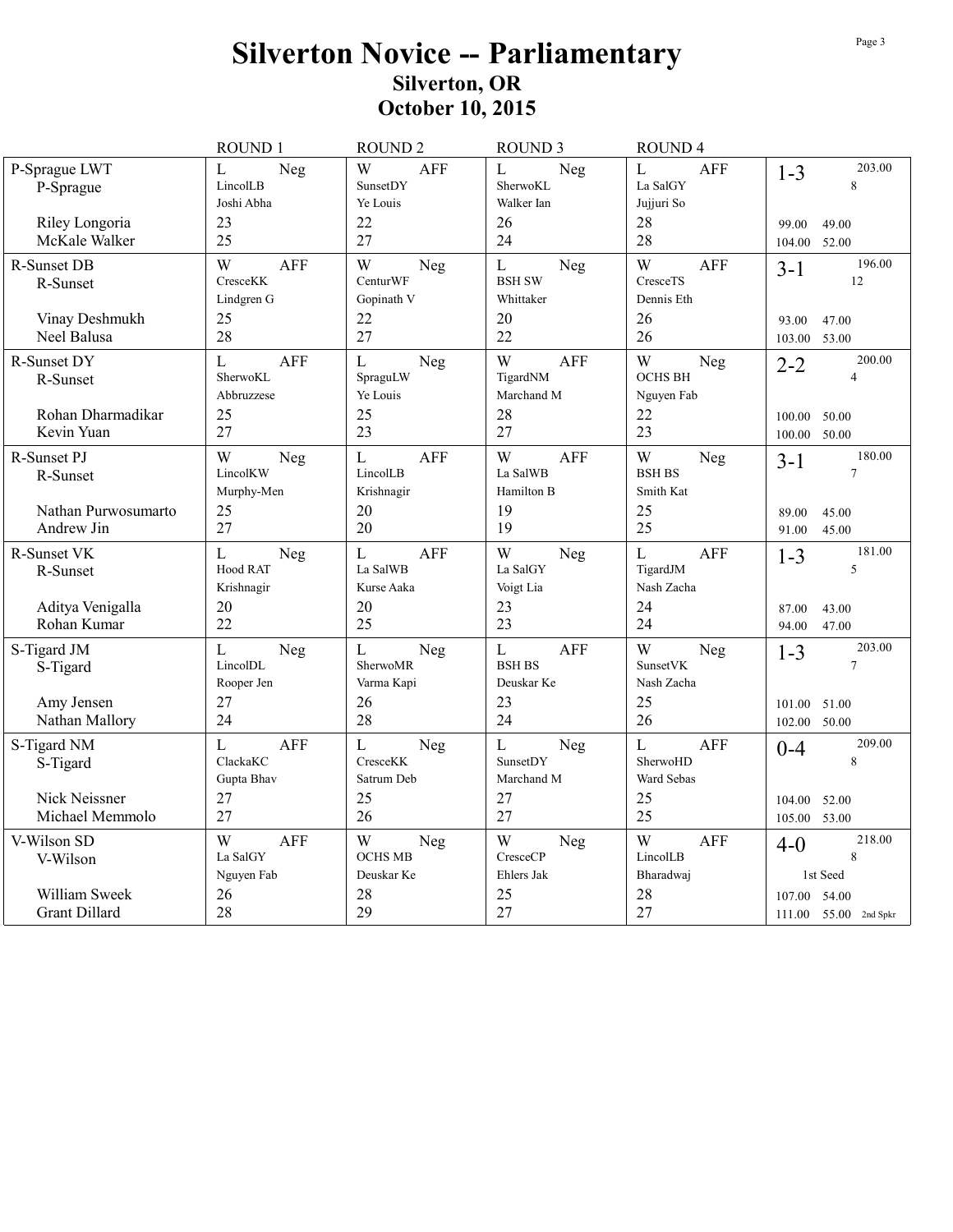# Silverton Novice -- Parliamentary

## Silverton, OR

## October 10, 2015

| | ROUND 1 | ROUND 2 | ROUND 3 | ROUND 4 | |
|---|---|---|---|---|---|
| P-Sprague LWT<br>P-Sprague<br><br>Riley Longoria<br>McKale Walker | L Neg<br>LincolLB<br>Joshi Abha<br>23<br>25 | W AFF<br>SunsetDY<br>Ye Louis<br>22<br>27 | L Neg<br>SherwoKL<br>Walker Ian<br>26<br>24 | L AFF<br>La SalGY<br>Jujjuri So<br>28<br>28 | 1-3 203.00<br>8<br><br>99.00 49.00<br>104.00 52.00 |
| R-Sunset DB<br>R-Sunset<br><br>Vinay Deshmukh<br>Neel Balusa | W AFF<br>CresceKK<br>Lindgren G<br>25<br>28 | W Neg<br>CenturWF<br>Gopinath V<br>22<br>27 | L Neg<br>BSH SW<br>Whittaker<br>20<br>22 | W AFF<br>CresceTS<br>Dennis Eth<br>26<br>26 | 3-1 196.00<br>12<br><br>93.00 47.00<br>103.00 53.00 |
| R-Sunset DY<br>R-Sunset<br><br>Rohan Dharmadikar<br>Kevin Yuan | L AFF<br>SherwoKL<br>Abbruzzese<br>25<br>27 | L Neg<br>SpraguLW<br>Ye Louis<br>25<br>23 | W AFF<br>TigardNM<br>Marchand M<br>28<br>27 | W Neg<br>OCHS BH<br>Nguyen Fab<br>22<br>23 | 2-2 200.00<br>4<br><br>100.00 50.00<br>100.00 50.00 |
| R-Sunset PJ<br>R-Sunset<br><br>Nathan Purwosumarto<br>Andrew Jin | W Neg<br>LincolKW<br>Murphy-Men<br>25<br>27 | L AFF<br>LincolLB<br>Krishnagir<br>20<br>20 | W AFF<br>La SalWB<br>Hamilton B<br>19<br>19 | W Neg<br>BSH BS<br>Smith Kat<br>25<br>25 | 3-1 180.00<br>7<br><br>89.00 45.00<br>91.00 45.00 |
| R-Sunset VK<br>R-Sunset<br><br>Aditya Venigalla<br>Rohan Kumar | L Neg<br>Hood RAT<br>Krishnagir<br>20<br>22 | L AFF<br>La SalWB<br>Kurse Aaka<br>20<br>25 | W Neg<br>La SalGY<br>Voigt Lia<br>23<br>23 | L AFF<br>TigardJM<br>Nash Zacha<br>24<br>24 | 1-3 181.00<br>5<br><br>87.00 43.00<br>94.00 47.00 |
| S-Tigard JM<br>S-Tigard<br><br>Amy Jensen<br>Nathan Mallory | L Neg<br>LincolDL<br>Rooper Jen<br>27<br>24 | L Neg<br>SherwoMR<br>Varma Kapi<br>26<br>28 | L AFF<br>BSH BS<br>Deuskar Ke<br>23<br>24 | W Neg<br>SunsetVK<br>Nash Zacha<br>25<br>26 | 1-3 203.00<br>7<br><br>101.00 51.00<br>102.00 50.00 |
| S-Tigard NM<br>S-Tigard<br><br>Nick Neissner<br>Michael Memmolo | L AFF<br>ClackaKC<br>Gupta Bhav<br>27<br>27 | L Neg<br>CresceKK<br>Satrum Deb<br>25<br>26 | L Neg<br>SunsetDY<br>Marchand M<br>27<br>27 | L AFF<br>SherwoHD<br>Ward Sebas<br>25<br>25 | 0-4 209.00<br>8<br><br>104.00 52.00<br>105.00 53.00 |
| V-Wilson SD<br>V-Wilson<br><br>William Sweek<br>Grant Dillard | W AFF<br>La SalGY<br>Nguyen Fab<br>26<br>28 | W Neg<br>OCHS MB<br>Deuskar Ke<br>28<br>29 | W Neg<br>CresceCP<br>Ehlers Jak<br>25<br>27 | W AFF<br>LincolLB<br>Bharadwaj<br>28<br>27 | 4-0 218.00<br>8<br>1st Seed<br>107.00 54.00<br>111.00 55.00 2nd Spkr |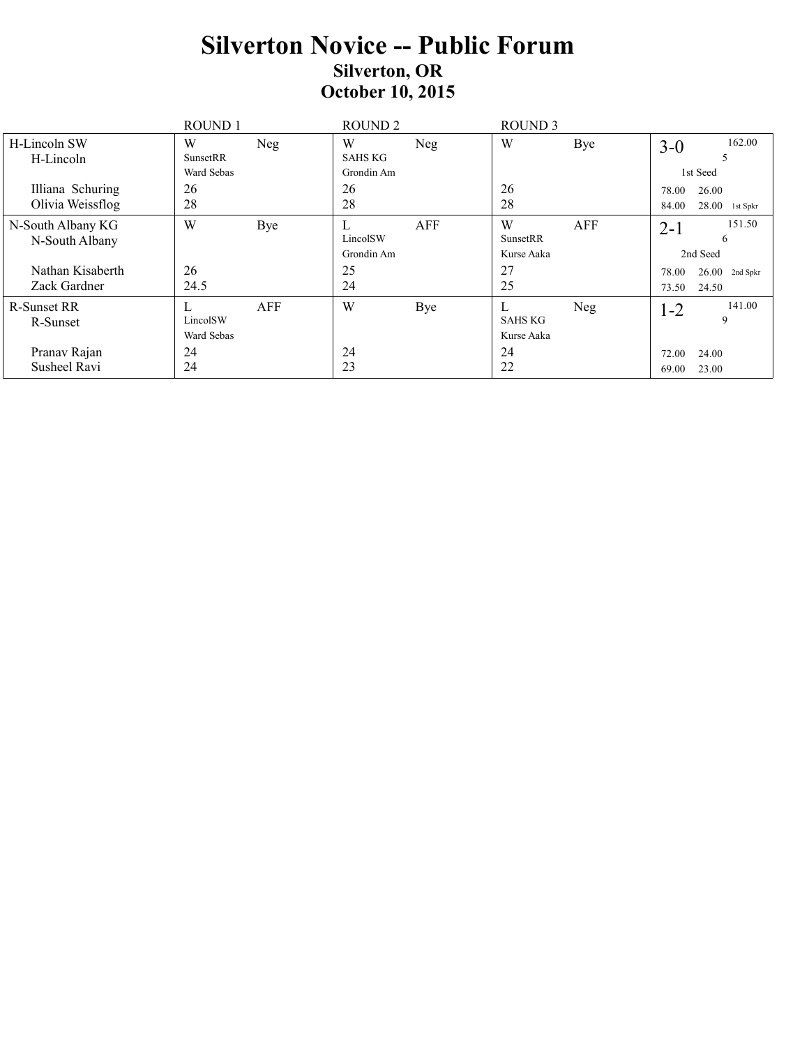# Silverton Novice -- Public Forum

## Silverton, OR

## October 10, 2015

| | ROUND 1 | ROUND 2 | ROUND 3 | |
|---|---|---|---|---|
| H-Lincoln SW<br>H-Lincoln | W Neg<br>SunsetRR<br>Ward Sebas | W Neg<br>SAHS KG<br>Grondin Am | W Bye | 3-0 162.00<br>5<br>1st Seed |
| Illiana Schuring | 26 | 26 | 26 | 78.00 26.00 |
| Olivia Weissflog | 28 | 28 | 28 | 84.00 28.00 1st Spkr |
| N-South Albany KG<br>N-South Albany | W Bye | L AFF<br>LincolSW<br>Grondin Am | W AFF<br>SunsetRR<br>Kurse Aaka | 2-1 151.50<br>6<br>2nd Seed |
| Nathan Kisaberth | 26 | 25 | 27 | 78.00 26.00 2nd Spkr |
| Zack Gardner | 24.5 | 24 | 25 | 73.50 24.50 |
| R-Sunset RR<br>R-Sunset | L AFF<br>LincolSW<br>Ward Sebas | W Bye | L Neg<br>SAHS KG<br>Kurse Aaka | 1-2 141.00<br>9 |
| Pranav Rajan | 24 | 24 | 24 | 72.00 24.00 |
| Susheel Ravi | 24 | 23 | 22 | 69.00 23.00 |